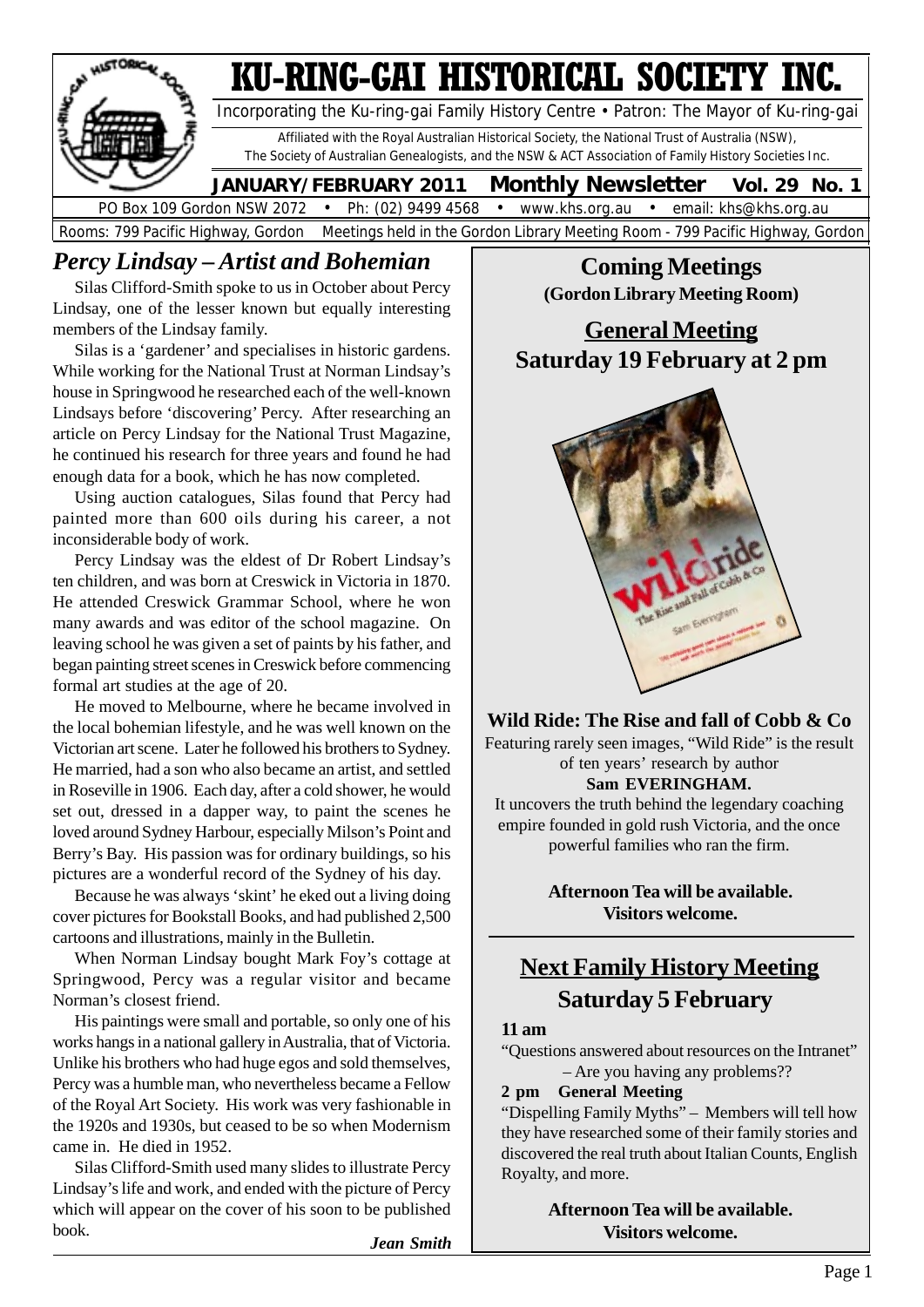# KU-RING-GAI HISTORICAL SOCIETY INC.

Incorporating the Ku-ring-gai Family History Centre • Patron: The Mayor of Ku-ring-gai

Affiliated with the Royal Australian Historical Society, the National Trust of Australia (NSW), The Society of Australian Genealogists, and the NSW & ACT Association of Family History Societies Inc.

**JANUARY/FEBRUARY 2011 Monthly Newsletter Vol. 29 No. 1**

PO Box 109 Gordon NSW 2072 • Ph: (02) 9499 4568 • www.khs.org.au • email: khs@khs.org.au

Rooms: 799 Pacific Highway, Gordon Meetings held in the Gordon Library Meeting Room - 799 Pacific Highway, Gordon

## *Percy Lindsay – Artist and Bohemian*

Silas Clifford-Smith spoke to us in October about Percy Lindsay, one of the lesser known but equally interesting members of the Lindsay family.

Silas is a 'gardener' and specialises in historic gardens. While working for the National Trust at Norman Lindsay's house in Springwood he researched each of the well-known Lindsays before 'discovering' Percy. After researching an article on Percy Lindsay for the National Trust Magazine, he continued his research for three years and found he had enough data for a book, which he has now completed.

Using auction catalogues, Silas found that Percy had painted more than 600 oils during his career, a not inconsiderable body of work.

Percy Lindsay was the eldest of Dr Robert Lindsay's ten children, and was born at Creswick in Victoria in 1870. He attended Creswick Grammar School, where he won many awards and was editor of the school magazine. On leaving school he was given a set of paints by his father, and began painting street scenes in Creswick before commencing formal art studies at the age of 20.

He moved to Melbourne, where he became involved in the local bohemian lifestyle, and he was well known on the Victorian art scene. Later he followed his brothers to Sydney. He married, had a son who also became an artist, and settled in Roseville in 1906. Each day, after a cold shower, he would set out, dressed in a dapper way, to paint the scenes he loved around Sydney Harbour, especially Milson's Point and Berry's Bay. His passion was for ordinary buildings, so his pictures are a wonderful record of the Sydney of his day.

Because he was always 'skint' he eked out a living doing cover pictures for Bookstall Books, and had published 2,500 cartoons and illustrations, mainly in the Bulletin.

When Norman Lindsay bought Mark Foy's cottage at Springwood, Percy was a regular visitor and became Norman's closest friend.

His paintings were small and portable, so only one of his works hangs in a national gallery in Australia, that of Victoria. Unlike his brothers who had huge egos and sold themselves, Percy was a humble man, who nevertheless became a Fellow of the Royal Art Society. His work was very fashionable in the 1920s and 1930s, but ceased to be so when Modernism came in. He died in 1952.

Silas Clifford-Smith used many slides to illustrate Percy Lindsay's life and work, and ended with the picture of Percy which will appear on the cover of his soon to be published book.

*Jean Smith*

## Coming Meetings
**(Gordon Library Meeting Room)**

### General Meeting
**Saturday 19 February at 2 pm**

**Wild Ride: The Rise and fall of Cobb & Co**

Featuring rarely seen images, "Wild Ride" is the result of ten years' research by author
**Sam EVERINGHAM.**

It uncovers the truth behind the legendary coaching empire founded in gold rush Victoria, and the once powerful families who ran the firm.

**Afternoon Tea will be available.**
**Visitors welcome.**

### Next Family History Meeting
**Saturday 5 February**

**11 am**

"Questions answered about resources on the Intranet" – Are you having any problems??

**2 pm General Meeting**

"Dispelling Family Myths" – Members will tell how they have researched some of their family stories and discovered the real truth about Italian Counts, English Royalty, and more.

**Afternoon Tea will be available.**
**Visitors welcome.**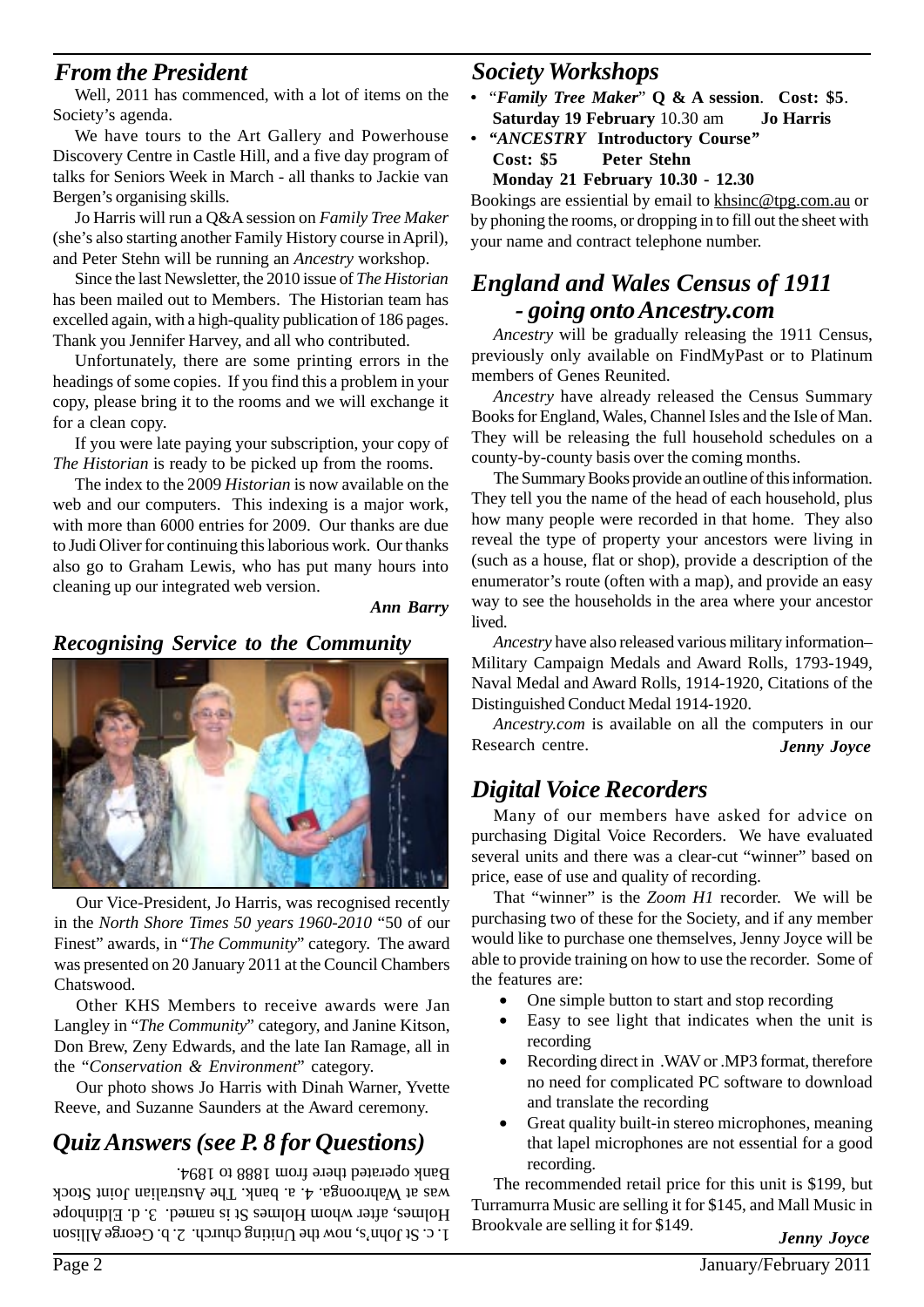## From the President

Well, 2011 has commenced, with a lot of items on the Society's agenda.

We have tours to the Art Gallery and Powerhouse Discovery Centre in Castle Hill, and a five day program of talks for Seniors Week in March - all thanks to Jackie van Bergen's organising skills.

Jo Harris will run a Q&A session on *Family Tree Maker* (she's also starting another Family History course in April), and Peter Stehn will be running an *Ancestry* workshop.

Since the last Newsletter, the 2010 issue of *The Historian* has been mailed out to Members. The Historian team has excelled again, with a high-quality publication of 186 pages. Thank you Jennifer Harvey, and all who contributed.

Unfortunately, there are some printing errors in the headings of some copies. If you find this a problem in your copy, please bring it to the rooms and we will exchange it for a clean copy.

If you were late paying your subscription, your copy of *The Historian* is ready to be picked up from the rooms.

The index to the 2009 *Historian* is now available on the web and our computers. This indexing is a major work, with more than 6000 entries for 2009. Our thanks are due to Judi Oliver for continuing this laborious work. Our thanks also go to Graham Lewis, who has put many hours into cleaning up our integrated web version.

***Ann Barry***

## Recognising Service to the Community

Our Vice-President, Jo Harris, was recognised recently in the *North Shore Times 50 years 1960-2010* "50 of our Finest" awards, in "*The Community*" category. The award was presented on 20 January 2011 at the Council Chambers Chatswood.

Other KHS Members to receive awards were Jan Langley in "*The Community*" category, and Janine Kitson, Don Brew, Zeny Edwards, and the late Ian Ramage, all in the "*Conservation & Environment*" category.

Our photo shows Jo Harris with Dinah Warner, Yvette Reeve, and Suzanne Saunders at the Award ceremony.

## Quiz Answers (see P. 8 for Questions)

1. c. St John's, now the Uniting church. 2. b. George Allison Holmes, after whom Holmes St is named. 3. d. Eldinhope was at Wahroonga. 4. a. bank. The Australian Joint Stock Bank operated there from 1888 to 1894.

## Society Workshops

- "***Family Tree Maker*" Q & A session**. **Cost: $5**. **Saturday 19 February** 10.30 am **Jo Harris**
- **"*ANCESTRY* Introductory Course"** **Cost: $5** **Peter Stehn** **Monday 21 February 10.30 - 12.30**

Bookings are essiential by email to khsinc@tpg.com.au or by phoning the rooms, or dropping in to fill out the sheet with your name and contract telephone number.

## England and Wales Census of 1911 - going onto Ancestry.com

*Ancestry* will be gradually releasing the 1911 Census, previously only available on FindMyPast or to Platinum members of Genes Reunited.

*Ancestry* have already released the Census Summary Books for England, Wales, Channel Isles and the Isle of Man. They will be releasing the full household schedules on a county-by-county basis over the coming months.

The Summary Books provide an outline of this information. They tell you the name of the head of each household, plus how many people were recorded in that home. They also reveal the type of property your ancestors were living in (such as a house, flat or shop), provide a description of the enumerator's route (often with a map), and provide an easy way to see the households in the area where your ancestor lived.

*Ancestry* have also released various military information– Military Campaign Medals and Award Rolls, 1793-1949, Naval Medal and Award Rolls, 1914-1920, Citations of the Distinguished Conduct Medal 1914-1920.

*Ancestry.com* is available on all the computers in our Research centre.

***Jenny Joyce***

## Digital Voice Recorders

Many of our members have asked for advice on purchasing Digital Voice Recorders. We have evaluated several units and there was a clear-cut "winner" based on price, ease of use and quality of recording.

That "winner" is the *Zoom H1* recorder. We will be purchasing two of these for the Society, and if any member would like to purchase one themselves, Jenny Joyce will be able to provide training on how to use the recorder. Some of the features are:

- One simple button to start and stop recording
- Easy to see light that indicates when the unit is recording
- Recording direct in .WAV or .MP3 format, therefore no need for complicated PC software to download and translate the recording
- Great quality built-in stereo microphones, meaning that lapel microphones are not essential for a good recording.

The recommended retail price for this unit is $199, but Turramurra Music are selling it for $145, and Mall Music in Brookvale are selling it for $149.

***Jenny Joyce***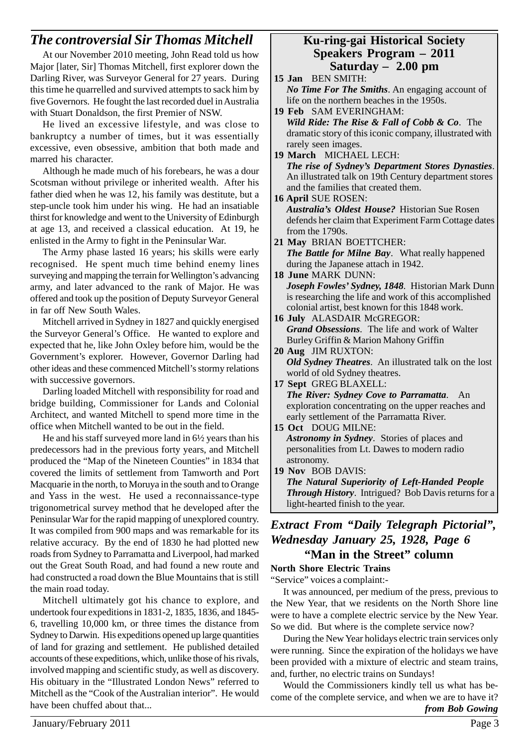## *The controversial Sir Thomas Mitchell*

At our November 2010 meeting, John Read told us how Major [later, Sir] Thomas Mitchell, first explorer down the Darling River, was Surveyor General for 27 years. During this time he quarrelled and survived attempts to sack him by five Governors. He fought the last recorded duel in Australia with Stuart Donaldson, the first Premier of NSW.

He lived an excessive lifestyle, and was close to bankruptcy a number of times, but it was essentially excessive, even obsessive, ambition that both made and marred his character.

Although he made much of his forebears, he was a dour Scotsman without privilege or inherited wealth. After his father died when he was 12, his family was destitute, but a step-uncle took him under his wing. He had an insatiable thirst for knowledge and went to the University of Edinburgh at age 13, and received a classical education. At 19, he enlisted in the Army to fight in the Peninsular War.

The Army phase lasted 16 years; his skills were early recognised. He spent much time behind enemy lines surveying and mapping the terrain for Wellington's advancing army, and later advanced to the rank of Major. He was offered and took up the position of Deputy Surveyor General in far off New South Wales.

Mitchell arrived in Sydney in 1827 and quickly energised the Surveyor General's Office. He wanted to explore and expected that he, like John Oxley before him, would be the Government's explorer. However, Governor Darling had other ideas and these commenced Mitchell's stormy relations with successive governors.

Darling loaded Mitchell with responsibility for road and bridge building, Commissioner for Lands and Colonial Architect, and wanted Mitchell to spend more time in the office when Mitchell wanted to be out in the field.

He and his staff surveyed more land in 6½ years than his predecessors had in the previous forty years, and Mitchell produced the "Map of the Nineteen Counties" in 1834 that covered the limits of settlement from Tamworth and Port Macquarie in the north, to Moruya in the south and to Orange and Yass in the west. He used a reconnaissance-type trigonometrical survey method that he developed after the Peninsular War for the rapid mapping of unexplored country. It was compiled from 900 maps and was remarkable for its relative accuracy. By the end of 1830 he had plotted new roads from Sydney to Parramatta and Liverpool, had marked out the Great South Road, and had found a new route and had constructed a road down the Blue Mountains that is still the main road today.

Mitchell ultimately got his chance to explore, and undertook four expeditions in 1831-2, 1835, 1836, and 1845-6, travelling 10,000 km, or three times the distance from Sydney to Darwin. His expeditions opened up large quantities of land for grazing and settlement. He published detailed accounts of these expeditions, which, unlike those of his rivals, involved mapping and scientific study, as well as discovery. His obituary in the "Illustrated London News" referred to Mitchell as the "Cook of the Australian interior". He would have been chuffed about that...

## Ku-ring-gai Historical Society Speakers Program – 2011 Saturday – 2.00 pm

**15 Jan** BEN SMITH:
***No Time For The Smiths***. An engaging account of life on the northern beaches in the 1950s.

**19 Feb** SAM EVERINGHAM:
***Wild Ride: The Rise & Fall of Cobb & Co***. The dramatic story of this iconic company, illustrated with rarely seen images.

**19 March** MICHAEL LECH:
***The rise of Sydney's Department Stores Dynasties***. An illustrated talk on 19th Century department stores and the families that created them.

**16 April** SUE ROSEN:
***Australia's Oldest House?*** Historian Sue Rosen defends her claim that Experiment Farm Cottage dates from the 1790s.

**21 May** BRIAN BOETTCHER:
***The Battle for Milne Bay***. What really happened during the Japanese attach in 1942.

**18 June** MARK DUNN:
***Joseph Fowles' Sydney, 1848***. Historian Mark Dunn is researching the life and work of this accomplished colonial artist, best known for this 1848 work.

**16 July** ALASDAIR McGREGOR:
***Grand Obsessions***. The life and work of Walter Burley Griffin & Marion Mahony Griffin

**20 Aug** JIM RUXTON:
***Old Sydney Theatres***. An illustrated talk on the lost world of old Sydney theatres.

**17 Sept** GREG BLAXELL:
***The River: Sydney Cove to Parramatta***. An exploration concentrating on the upper reaches and early settlement of the Parramatta River.

**15 Oct** DOUG MILNE:
***Astronomy in Sydney***. Stories of places and personalities from Lt. Dawes to modern radio astronomy.

**19 Nov** BOB DAVIS:
***The Natural Superiority of Left-Handed People Through History***. Intrigued? Bob Davis returns for a light-hearted finish to the year.

## *Extract From "Daily Telegraph Pictorial", Wednesday January 25, 1928, Page 6*
### "Man in the Street" column

**North Shore Electric Trains**

"Service" voices a complaint:-

It was announced, per medium of the press, previous to the New Year, that we residents on the North Shore line were to have a complete electric service by the New Year. So we did. But where is the complete service now?

During the New Year holidays electric train services only were running. Since the expiration of the holidays we have been provided with a mixture of electric and steam trains, and, further, no electric trains on Sundays!

Would the Commissioners kindly tell us what has become of the complete service, and when we are to have it?

***from Bob Gowing***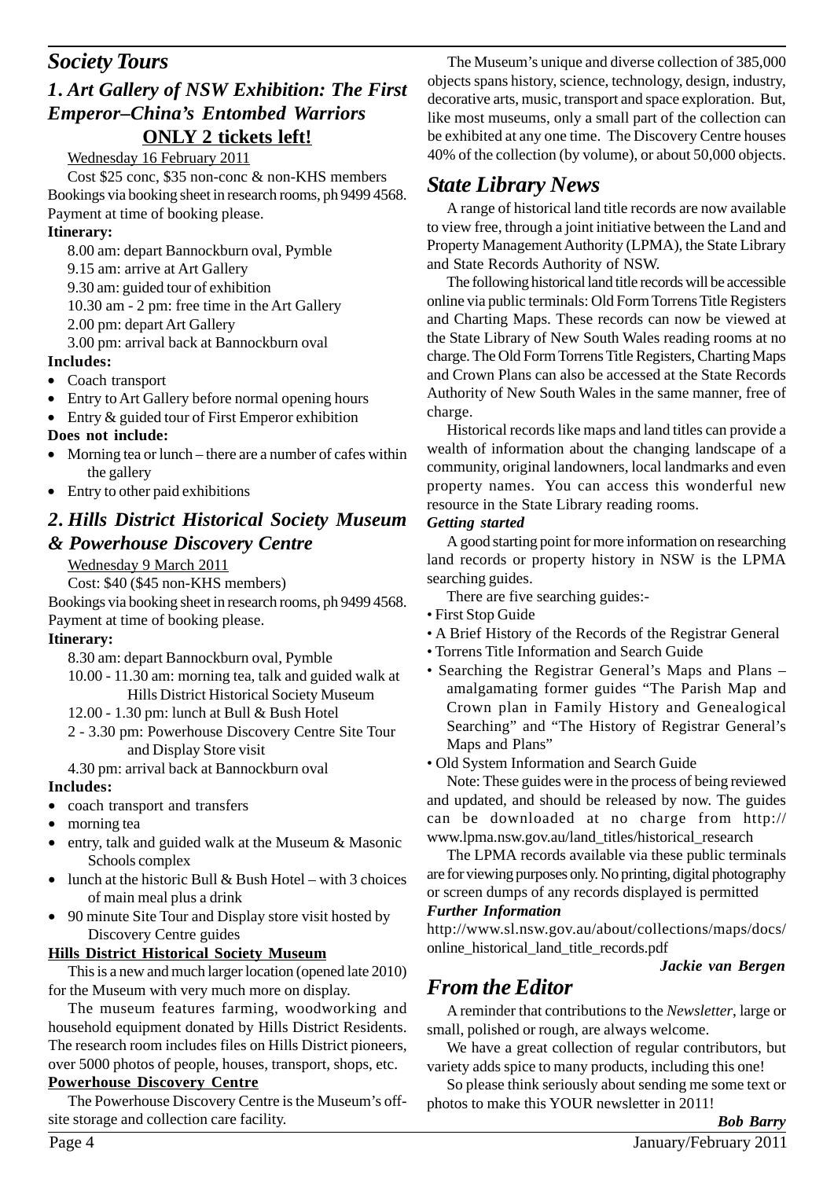## *Society Tours*

### *1. Art Gallery of NSW Exhibition: The First Emperor–China's Entombed Warriors*

**ONLY 2 tickets left!**

Wednesday 16 February 2011

Cost $25 conc, $35 non-conc & non-KHS members

Bookings via booking sheet in research rooms, ph 9499 4568. Payment at time of booking please.

**Itinerary:**

8.00 am: depart Bannockburn oval, Pymble

9.15 am: arrive at Art Gallery

9.30 am: guided tour of exhibition

10.30 am - 2 pm: free time in the Art Gallery

2.00 pm: depart Art Gallery

3.00 pm: arrival back at Bannockburn oval

**Includes:**

- Coach transport
- Entry to Art Gallery before normal opening hours
- Entry & guided tour of First Emperor exhibition

**Does not include:**

- Morning tea or lunch – there are a number of cafes within the gallery
- Entry to other paid exhibitions

### *2. Hills District Historical Society Museum & Powerhouse Discovery Centre*

Wednesday 9 March 2011

Cost: $40 ($45 non-KHS members)

Bookings via booking sheet in research rooms, ph 9499 4568. Payment at time of booking please.

**Itinerary:**

8.30 am: depart Bannockburn oval, Pymble

10.00 - 11.30 am: morning tea, talk and guided walk at Hills District Historical Society Museum

12.00 - 1.30 pm: lunch at Bull & Bush Hotel

2 - 3.30 pm: Powerhouse Discovery Centre Site Tour and Display Store visit

4.30 pm: arrival back at Bannockburn oval

**Includes:**

- coach transport and transfers
- morning tea
- entry, talk and guided walk at the Museum & Masonic Schools complex
- lunch at the historic Bull & Bush Hotel – with 3 choices of main meal plus a drink
- 90 minute Site Tour and Display store visit hosted by Discovery Centre guides

**Hills District Historical Society Museum**

This is a new and much larger location (opened late 2010) for the Museum with very much more on display.

The museum features farming, woodworking and household equipment donated by Hills District Residents. The research room includes files on Hills District pioneers, over 5000 photos of people, houses, transport, shops, etc.

**Powerhouse Discovery Centre**

The Powerhouse Discovery Centre is the Museum's off-site storage and collection care facility.

The Museum's unique and diverse collection of 385,000 objects spans history, science, technology, design, industry, decorative arts, music, transport and space exploration. But, like most museums, only a small part of the collection can be exhibited at any one time. The Discovery Centre houses 40% of the collection (by volume), or about 50,000 objects.

## *State Library News*

A range of historical land title records are now available to view free, through a joint initiative between the Land and Property Management Authority (LPMA), the State Library and State Records Authority of NSW.

The following historical land title records will be accessible online via public terminals: Old Form Torrens Title Registers and Charting Maps. These records can now be viewed at the State Library of New South Wales reading rooms at no charge. The Old Form Torrens Title Registers, Charting Maps and Crown Plans can also be accessed at the State Records Authority of New South Wales in the same manner, free of charge.

Historical records like maps and land titles can provide a wealth of information about the changing landscape of a community, original landowners, local landmarks and even property names. You can access this wonderful new resource in the State Library reading rooms.

***Getting started***

A good starting point for more information on researching land records or property history in NSW is the LPMA searching guides.

There are five searching guides:-

- First Stop Guide
- A Brief History of the Records of the Registrar General
- Torrens Title Information and Search Guide
- Searching the Registrar General's Maps and Plans – amalgamating former guides "The Parish Map and Crown plan in Family History and Genealogical Searching" and "The History of Registrar General's Maps and Plans"
- Old System Information and Search Guide

Note: These guides were in the process of being reviewed and updated, and should be released by now. The guides can be downloaded at no charge from http://www.lpma.nsw.gov.au/land_titles/historical_research

The LPMA records available via these public terminals are for viewing purposes only. No printing, digital photography or screen dumps of any records displayed is permitted

***Further Information***

http://www.sl.nsw.gov.au/about/collections/maps/docs/online_historical_land_title_records.pdf

***Jackie van Bergen***

## *From the Editor*

A reminder that contributions to the *Newsletter*, large or small, polished or rough, are always welcome.

We have a great collection of regular contributors, but variety adds spice to many products, including this one!

So please think seriously about sending me some text or photos to make this YOUR newsletter in 2011!

***Bob Barry***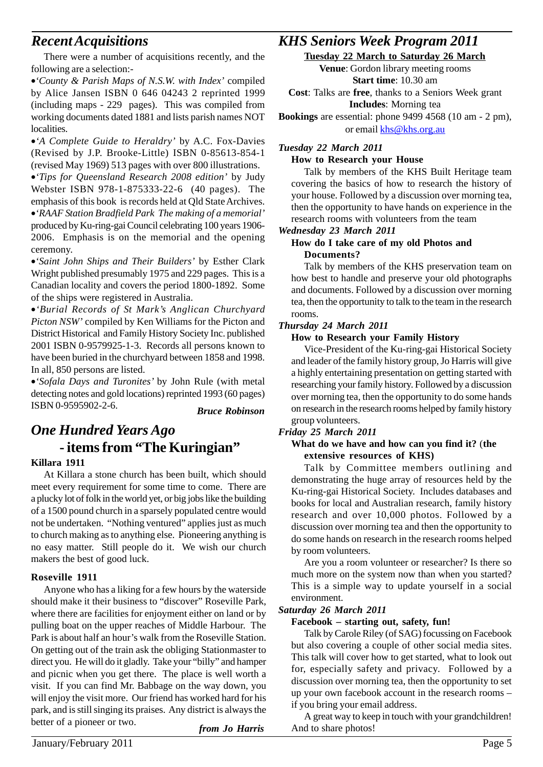## *Recent Acquisitions*

There were a number of acquisitions recently, and the following are a selection:-

- *'County & Parish Maps of N.S.W. with Index'* compiled by Alice Jansen ISBN 0 646 04243 2 reprinted 1999 (including maps - 229 pages). This was compiled from working documents dated 1881 and lists parish names NOT localities.
- *'A Complete Guide to Heraldry'* by A.C. Fox-Davies (Revised by J.P. Brooke-Little) ISBN 0-85613-854-1 (revised May 1969) 513 pages with over 800 illustrations.
- *'Tips for Queensland Research 2008 edition'* by Judy Webster ISBN 978-1-875333-22-6 (40 pages). The emphasis of this book is records held at Qld State Archives.
- *'RAAF Station Bradfield Park The making of a memorial'* produced by Ku-ring-gai Council celebrating 100 years 1906-2006. Emphasis is on the memorial and the opening ceremony.
- *'Saint John Ships and Their Builders'* by Esther Clark Wright published presumably 1975 and 229 pages. This is a Canadian locality and covers the period 1800-1892. Some of the ships were registered in Australia.
- *'Burial Records of St Mark's Anglican Churchyard Picton NSW'* compiled by Ken Williams for the Picton and District Historical and Family History Society Inc. published 2001 ISBN 0-9579925-1-3. Records all persons known to have been buried in the churchyard between 1858 and 1998. In all, 850 persons are listed.
- *'Sofala Days and Turonites'* by John Rule (with metal detecting notes and gold locations) reprinted 1993 (60 pages) ISBN 0-9595902-2-6.

***Bruce Robinson***

## *One Hundred Years Ago* - items from "The Kuringian"

**Killara 1911**

At Killara a stone church has been built, which should meet every requirement for some time to come. There are a plucky lot of folk in the world yet, or big jobs like the building of a 1500 pound church in a sparsely populated centre would not be undertaken. "Nothing ventured" applies just as much to church making as to anything else. Pioneering anything is no easy matter. Still people do it. We wish our church makers the best of good luck.

**Roseville 1911**

Anyone who has a liking for a few hours by the waterside should make it their business to "discover" Roseville Park, where there are facilities for enjoyment either on land or by pulling boat on the upper reaches of Middle Harbour. The Park is about half an hour's walk from the Roseville Station. On getting out of the train ask the obliging Stationmaster to direct you. He will do it gladly. Take your "billy" and hamper and picnic when you get there. The place is well worth a visit. If you can find Mr. Babbage on the way down, you will enjoy the visit more. Our friend has worked hard for his park, and is still singing its praises. Any district is always the better of a pioneer or two.

***from Jo Harris***

## *KHS Seniors Week Program 2011*

**Tuesday 22 March to Saturday 26 March**

**Venue**: Gordon library meeting rooms
**Start time**: 10.30 am
**Cost**: Talks are **free**, thanks to a Seniors Week grant
**Includes**: Morning tea
**Bookings** are essential: phone 9499 4568 (10 am - 2 pm), or email khs@khs.org.au

***Tuesday 22 March 2011***

**How to Research your House**

Talk by members of the KHS Built Heritage team covering the basics of how to research the history of your house. Followed by a discussion over morning tea, then the opportunity to have hands on experience in the research rooms with volunteers from the team

***Wednesday 23 March 2011***

**How do I take care of my old Photos and Documents?**

Talk by members of the KHS preservation team on how best to handle and preserve your old photographs and documents. Followed by a discussion over morning tea, then the opportunity to talk to the team in the research rooms.

***Thursday 24 March 2011***

**How to Research your Family History**

Vice-President of the Ku-ring-gai Historical Society and leader of the family history group, Jo Harris will give a highly entertaining presentation on getting started with researching your family history. Followed by a discussion over morning tea, then the opportunity to do some hands on research in the research rooms helped by family history group volunteers.

***Friday 25 March 2011***

**What do we have and how can you find it?** (**the extensive resources of KHS)**

Talk by Committee members outlining and demonstrating the huge array of resources held by the Ku-ring-gai Historical Society. Includes databases and books for local and Australian research, family history research and over 10,000 photos. Followed by a discussion over morning tea and then the opportunity to do some hands on research in the research rooms helped by room volunteers.

Are you a room volunteer or researcher? Is there so much more on the system now than when you started? This is a simple way to update yourself in a social environment.

***Saturday 26 March 2011***

**Facebook – starting out, safety, fun!**

Talk by Carole Riley (of SAG) focussing on Facebook but also covering a couple of other social media sites. This talk will cover how to get started, what to look out for, especially safety and privacy. Followed by a discussion over morning tea, then the opportunity to set up your own facebook account in the research rooms – if you bring your email address.

A great way to keep in touch with your grandchildren! And to share photos!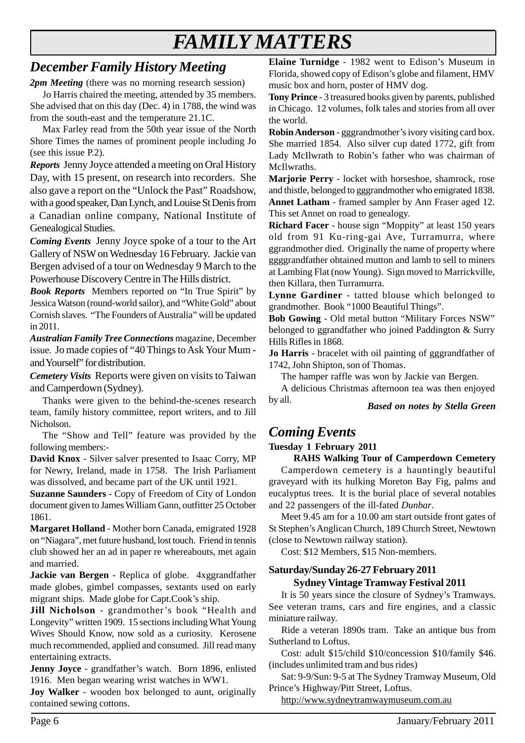# FAMILY MATTERS

## December Family History Meeting

***2pm Meeting*** (there was no morning research session)

Jo Harris chaired the meeting, attended by 35 members. She advised that on this day (Dec. 4) in 1788, the wind was from the south-east and the temperature 21.1C.

Max Farley read from the 50th year issue of the North Shore Times the names of prominent people including Jo (see this issue P.2).

***Reports*** Jenny Joyce attended a meeting on Oral History Day, with 15 present, on research into recorders. She also gave a report on the "Unlock the Past" Roadshow, with a good speaker, Dan Lynch, and Louise St Denis from a Canadian online company, National Institute of Genealogical Studies.

***Coming Events*** Jenny Joyce spoke of a tour to the Art Gallery of NSW on Wednesday 16 February. Jackie van Bergen advised of a tour on Wednesday 9 March to the Powerhouse Discovery Centre in The Hills district.

***Book Reports*** Members reported on "In True Spirit" by Jessica Watson (round-world sailor), and "White Gold" about Cornish slaves. "The Founders of Australia" will be updated in 2011.

***Australian Family Tree Connections*** magazine, December issue. Jo made copies of "40 Things to Ask Your Mum - and Yourself" for distribution.

***Cemetery Visits*** Reports were given on visits to Taiwan and Camperdown (Sydney).

Thanks were given to the behind-the-scenes research team, family history committee, report writers, and to Jill Nicholson.

The "Show and Tell" feature was provided by the following members:-

**David Knox** - Silver salver presented to Isaac Corry, MP for Newry, Ireland, made in 1758. The Irish Parliament was dissolved, and became part of the UK until 1921.

**Suzanne Saunders** - Copy of Freedom of City of London document given to James William Gann, outfitter 25 October 1861.

**Margaret Holland** - Mother born Canada, emigrated 1928 on "Niagara", met future husband, lost touch. Friend in tennis club showed her an ad in paper re whereabouts, met again and married.

**Jackie van Bergen** - Replica of globe. 4xggrandfather made globes, gimbel compasses, sextants used on early migrant ships. Made globe for Capt.Cook's ship.

**Jill Nicholson** - grandmother's book "Health and Longevity" written 1909. 15 sections including What Young Wives Should Know, now sold as a curiosity. Kerosene much recommended, applied and consumed. Jill read many entertaining extracts.

**Jenny Joyce** - grandfather's watch. Born 1896, enlisted 1916. Men began wearing wrist watches in WW1.

**Joy Walker** - wooden box belonged to aunt, originally contained sewing cottons.

**Elaine Turnidge** - 1982 went to Edison's Museum in Florida, showed copy of Edison's globe and filament, HMV music box and horn, poster of HMV dog.

**Tony Prince** - 3 treasured books given by parents, published in Chicago. 12 volumes, folk tales and stories from all over the world.

**Robin Anderson** - gggrandmother's ivory visiting card box. She married 1854. Also silver cup dated 1772, gift from Lady McIlwrath to Robin's father who was chairman of McIlwraths.

**Marjorie Perry** - locket with horseshoe, shamrock, rose and thistle, belonged to gggrandmother who emigrated 1838.

**Annet Latham** - framed sampler by Ann Fraser aged 12. This set Annet on road to genealogy.

**Richard Facer** - house sign "Moppity" at least 150 years old from 91 Ku-ring-gai Ave, Turramurra, where ggrandmother died. Originally the name of property where ggggrandfather obtained mutton and lamb to sell to miners at Lambing Flat (now Young). Sign moved to Marrickville, then Killara, then Turramurra.

**Lynne Gardiner** - tatted blouse which belonged to grandmother. Book "1000 Beautiful Things".

**Bob Gowing** - Old metal button "Military Forces NSW" belonged to ggrandfather who joined Paddington & Surry Hills Rifles in 1868.

**Jo Harris** - bracelet with oil painting of gggrandfather of 1742, John Shipton, son of Thomas.

The hamper raffle was won by Jackie van Bergen.

A delicious Christmas afternoon tea was then enjoyed by all.

***Based on notes by Stella Green***

## Coming Events

**Tuesday 1 February 2011**

**RAHS Walking Tour of Camperdown Cemetery**

Camperdown cemetery is a hauntingly beautiful graveyard with its hulking Moreton Bay Fig, palms and eucalyptus trees. It is the burial place of several notables and 22 passengers of the ill-fated *Dunbar*.

Meet 9.45 am for a 10.00 am start outside front gates of St Stephen's Anglican Church, 189 Church Street, Newtown (close to Newtown railway station).

Cost: $12 Members, $15 Non-members.

**Saturday/Sunday 26-27 February 2011**

**Sydney Vintage Tramway Festival 2011**

It is 50 years since the closure of Sydney's Tramways. See veteran trams, cars and fire engines, and a classic miniature railway.

Ride a veteran 1890s tram. Take an antique bus from Sutherland to Loftus.

Cost: adult $15/child $10/concession $10/family $46. (includes unlimited tram and bus rides)

Sat: 9-9/Sun: 9-5 at The Sydney Tramway Museum, Old Prince's Highway/Pitt Street, Loftus.

http://www.sydneytramwaymuseum.com.au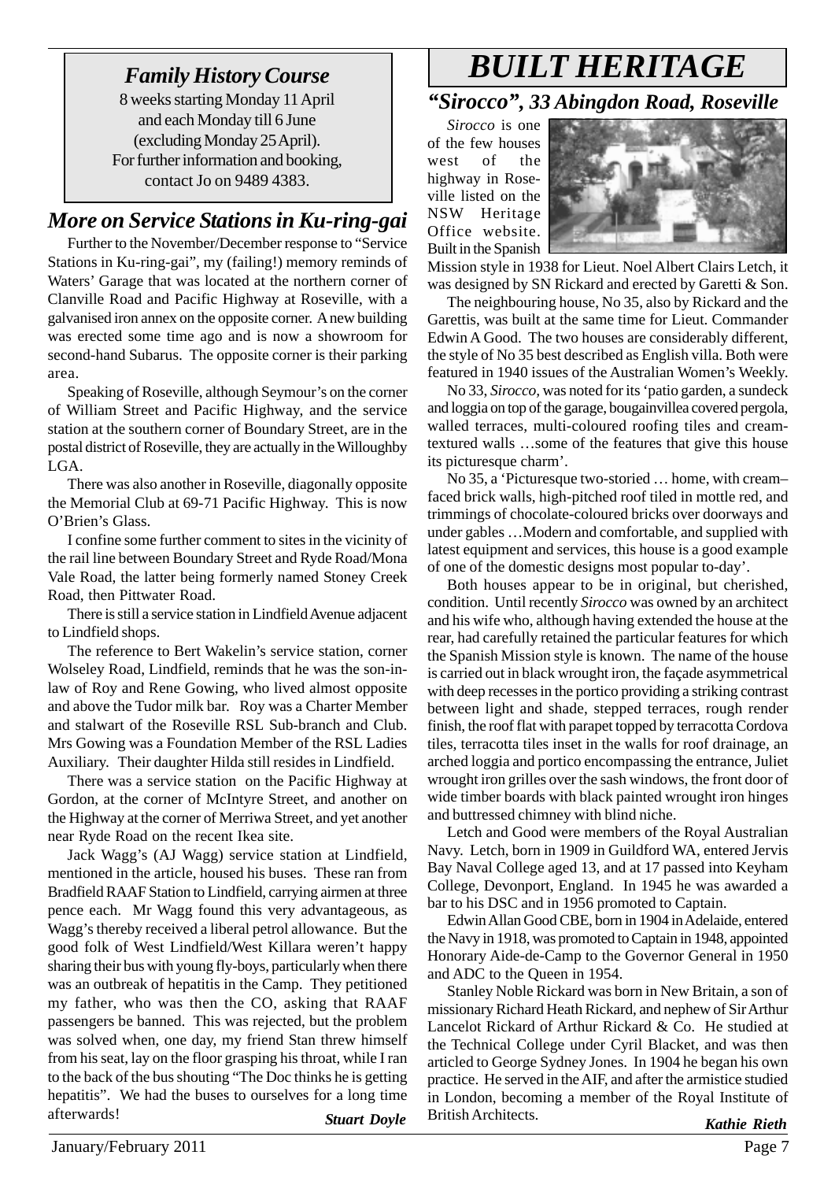## *Family History Course*

8 weeks starting Monday 11 April and each Monday till 6 June (excluding Monday 25 April). For further information and booking, contact Jo on 9489 4383.

## *More on Service Stations in Ku-ring-gai*

Further to the November/December response to "Service Stations in Ku-ring-gai", my (failing!) memory reminds of Waters' Garage that was located at the northern corner of Clanville Road and Pacific Highway at Roseville, with a galvanised iron annex on the opposite corner. A new building was erected some time ago and is now a showroom for second-hand Subarus. The opposite corner is their parking area.

Speaking of Roseville, although Seymour's on the corner of William Street and Pacific Highway, and the service station at the southern corner of Boundary Street, are in the postal district of Roseville, they are actually in the Willoughby LGA.

There was also another in Roseville, diagonally opposite the Memorial Club at 69-71 Pacific Highway. This is now O'Brien's Glass.

I confine some further comment to sites in the vicinity of the rail line between Boundary Street and Ryde Road/Mona Vale Road, the latter being formerly named Stoney Creek Road, then Pittwater Road.

There is still a service station in Lindfield Avenue adjacent to Lindfield shops.

The reference to Bert Wakelin's service station, corner Wolseley Road, Lindfield, reminds that he was the son-in-law of Roy and Rene Gowing, who lived almost opposite and above the Tudor milk bar. Roy was a Charter Member and stalwart of the Roseville RSL Sub-branch and Club. Mrs Gowing was a Foundation Member of the RSL Ladies Auxiliary. Their daughter Hilda still resides in Lindfield.

There was a service station on the Pacific Highway at Gordon, at the corner of McIntyre Street, and another on the Highway at the corner of Merriwa Street, and yet another near Ryde Road on the recent Ikea site.

Jack Wagg's (AJ Wagg) service station at Lindfield, mentioned in the article, housed his buses. These ran from Bradfield RAAF Station to Lindfield, carrying airmen at three pence each. Mr Wagg found this very advantageous, as Wagg's thereby received a liberal petrol allowance. But the good folk of West Lindfield/West Killara weren't happy sharing their bus with young fly-boys, particularly when there was an outbreak of hepatitis in the Camp. They petitioned my father, who was then the CO, asking that RAAF passengers be banned. This was rejected, but the problem was solved when, one day, my friend Stan threw himself from his seat, lay on the floor grasping his throat, while I ran to the back of the bus shouting "The Doc thinks he is getting hepatitis". We had the buses to ourselves for a long time afterwards!

***Stuart Doyle***

# *BUILT HERITAGE*

## *"Sirocco", 33 Abingdon Road, Roseville*

*Sirocco* is one of the few houses west of the highway in Roseville listed on the NSW Heritage Office website. Built in the Spanish Mission style in 1938 for Lieut. Noel Albert Clairs Letch, it was designed by SN Rickard and erected by Garetti & Son.

The neighbouring house, No 35, also by Rickard and the Garettis, was built at the same time for Lieut. Commander Edwin A Good. The two houses are considerably different, the style of No 35 best described as English villa. Both were featured in 1940 issues of the Australian Women's Weekly.

No 33, *Sirocco,* was noted for its 'patio garden, a sundeck and loggia on top of the garage, bougainvillea covered pergola, walled terraces, multi-coloured roofing tiles and cream-textured walls …some of the features that give this house its picturesque charm'.

No 35, a 'Picturesque two-storied … home, with cream–faced brick walls, high-pitched roof tiled in mottle red, and trimmings of chocolate-coloured bricks over doorways and under gables …Modern and comfortable, and supplied with latest equipment and services, this house is a good example of one of the domestic designs most popular to-day'.

Both houses appear to be in original, but cherished, condition. Until recently *Sirocco* was owned by an architect and his wife who, although having extended the house at the rear, had carefully retained the particular features for which the Spanish Mission style is known. The name of the house is carried out in black wrought iron, the façade asymmetrical with deep recesses in the portico providing a striking contrast between light and shade, stepped terraces, rough render finish, the roof flat with parapet topped by terracotta Cordova tiles, terracotta tiles inset in the walls for roof drainage, an arched loggia and portico encompassing the entrance, Juliet wrought iron grilles over the sash windows, the front door of wide timber boards with black painted wrought iron hinges and buttressed chimney with blind niche.

Letch and Good were members of the Royal Australian Navy. Letch, born in 1909 in Guildford WA, entered Jervis Bay Naval College aged 13, and at 17 passed into Keyham College, Devonport, England. In 1945 he was awarded a bar to his DSC and in 1956 promoted to Captain.

Edwin Allan Good CBE, born in 1904 in Adelaide, entered the Navy in 1918, was promoted to Captain in 1948, appointed Honorary Aide-de-Camp to the Governor General in 1950 and ADC to the Queen in 1954.

Stanley Noble Rickard was born in New Britain, a son of missionary Richard Heath Rickard, and nephew of Sir Arthur Lancelot Rickard of Arthur Rickard & Co. He studied at the Technical College under Cyril Blacket, and was then articled to George Sydney Jones. In 1904 he began his own practice. He served in the AIF, and after the armistice studied in London, becoming a member of the Royal Institute of British Architects.

***Kathie Rieth***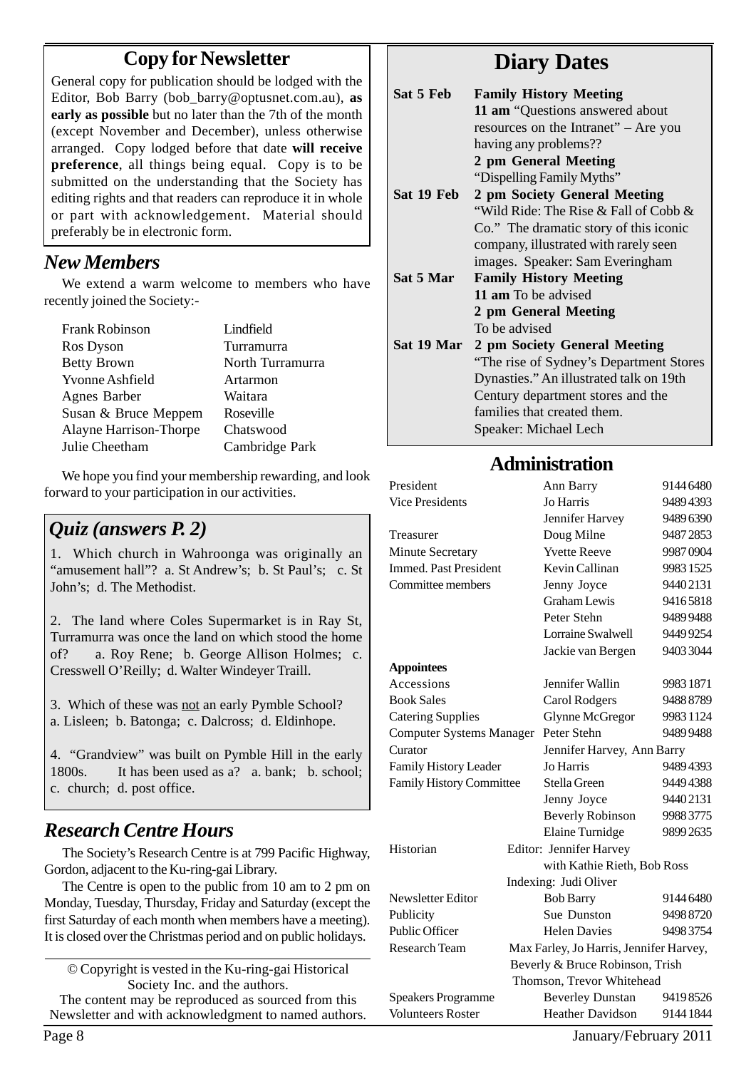## Copy for Newsletter

General copy for publication should be lodged with the Editor, Bob Barry (bob_barry@optusnet.com.au), **as early as possible** but no later than the 7th of the month (except November and December), unless otherwise arranged. Copy lodged before that date **will receive preference**, all things being equal. Copy is to be submitted on the understanding that the Society has editing rights and that readers can reproduce it in whole or part with acknowledgement. Material should preferably be in electronic form.

## *New Members*

We extend a warm welcome to members who have recently joined the Society:-

| | |
|---|---|
| Frank Robinson | Lindfield |
| Ros Dyson | Turramurra |
| Betty Brown | North Turramurra |
| Yvonne Ashfield | Artarmon |
| Agnes Barber | Waitara |
| Susan & Bruce Meppem | Roseville |
| Alayne Harrison-Thorpe | Chatswood |
| Julie Cheetham | Cambridge Park |

We hope you find your membership rewarding, and look forward to your participation in our activities.

## *Quiz (answers P. 2)*

1. Which church in Wahroonga was originally an "amusement hall"? a. St Andrew's; b. St Paul's; c. St John's; d. The Methodist.

2. The land where Coles Supermarket is in Ray St, Turramurra was once the land on which stood the home of? a. Roy Rene; b. George Allison Holmes; c. Cresswell O'Reilly; d. Walter Windeyer Traill.

3. Which of these was not an early Pymble School? a. Lisleen; b. Batonga; c. Dalcross; d. Eldinhope.

4. "Grandview" was built on Pymble Hill in the early 1800s. It has been used as a? a. bank; b. school; c. church; d. post office.

## *Research Centre Hours*

The Society's Research Centre is at 799 Pacific Highway, Gordon, adjacent to the Ku-ring-gai Library.

The Centre is open to the public from 10 am to 2 pm on Monday, Tuesday, Thursday, Friday and Saturday (except the first Saturday of each month when members have a meeting). It is closed over the Christmas period and on public holidays.

© Copyright is vested in the Ku-ring-gai Historical Society Inc. and the authors.
The content may be reproduced as sourced from this Newsletter and with acknowledgment to named authors.

## Diary Dates

**Sat 5 Feb** — **Family History Meeting**
**11 am** "Questions answered about resources on the Intranet" – Are you having any problems??
**2 pm General Meeting**
"Dispelling Family Myths"

**Sat 19 Feb** — **2 pm Society General Meeting**
"Wild Ride: The Rise & Fall of Cobb & Co." The dramatic story of this iconic company, illustrated with rarely seen images. Speaker: Sam Everingham

**Sat 5 Mar** — **Family History Meeting**
**11 am** To be advised
**2 pm General Meeting**
To be advised

**Sat 19 Mar** — **2 pm Society General Meeting**
"The rise of Sydney's Department Stores Dynasties." An illustrated talk on 19th Century department stores and the families that created them.
Speaker: Michael Lech

## Administration

| | | |
|---|---|---|
| President | Ann Barry | 9144 6480 |
| Vice Presidents | Jo Harris | 9489 4393 |
| | Jennifer Harvey | 9489 6390 |
| Treasurer | Doug Milne | 9487 2853 |
| Minute Secretary | Yvette Reeve | 9987 0904 |
| Immed. Past President | Kevin Callinan | 9983 1525 |
| Committee members | Jenny Joyce | 9440 2131 |
| | Graham Lewis | 9416 5818 |
| | Peter Stehn | 9489 9488 |
| | Lorraine Swalwell | 9449 9254 |
| | Jackie van Bergen | 9403 3044 |
| **Appointees** | | |
| Accessions | Jennifer Wallin | 9983 1871 |
| Book Sales | Carol Rodgers | 9488 8789 |
| Catering Supplies | Glynne McGregor | 9983 1124 |
| Computer Systems Manager | Peter Stehn | 9489 9488 |
| Curator | Jennifer Harvey, Ann Barry | |
| Family History Leader | Jo Harris | 9489 4393 |
| Family History Committee | Stella Green | 9449 4388 |
| | Jenny Joyce | 9440 2131 |
| | Beverly Robinson | 9988 3775 |
| | Elaine Turnidge | 9899 2635 |
| Historian | Editor: Jennifer Harvey with Kathie Rieth, Bob Ross; Indexing: Judi Oliver | |
| Newsletter Editor | Bob Barry | 9144 6480 |
| Publicity | Sue Dunston | 9498 8720 |
| Public Officer | Helen Davies | 9498 3754 |
| Research Team | Max Farley, Jo Harris, Jennifer Harvey, Beverly & Bruce Robinson, Trish Thomson, Trevor Whitehead | |
| Speakers Programme | Beverley Dunstan | 9419 8526 |
| Volunteers Roster | Heather Davidson | 9144 1844 |